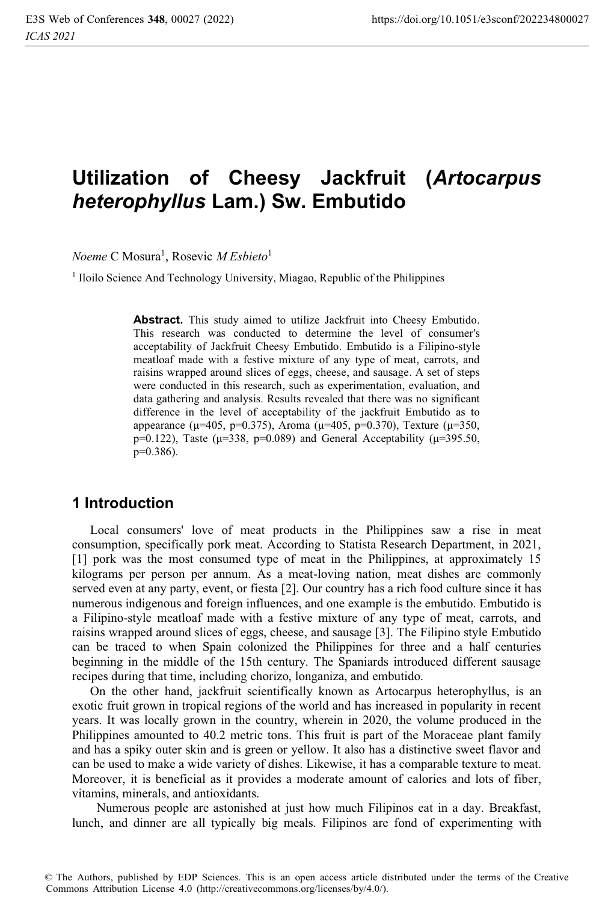# Utilization of Cheesy Jackfruit (*Artocarpus heterophyllus* Lam.) Sw. Embutido

*Noeme* C Mosura[1], Rosevic *M Esbieto*[1]

[1] Iloilo Science And Technology University, Miagao, Republic of the Philippines

> **Abstract.** This study aimed to utilize Jackfruit into Cheesy Embutido. This research was conducted to determine the level of consumer's acceptability of Jackfruit Cheesy Embutido. Embutido is a Filipino-style meatloaf made with a festive mixture of any type of meat, carrots, and raisins wrapped around slices of eggs, cheese, and sausage. A set of steps were conducted in this research, such as experimentation, evaluation, and data gathering and analysis. Results revealed that there was no significant difference in the level of acceptability of the jackfruit Embutido as to appearance ($\mu$=405, p=0.375), Aroma ($\mu$=405, p=0.370), Texture ($\mu$=350, p=0.122), Taste ($\mu$=338, p=0.089) and General Acceptability ($\mu$=395.50, p=0.386).

## 1 Introduction

Local consumers' love of meat products in the Philippines saw a rise in meat consumption, specifically pork meat. According to Statista Research Department, in 2021, [1] pork was the most consumed type of meat in the Philippines, at approximately 15 kilograms per person per annum. As a meat-loving nation, meat dishes are commonly served even at any party, event, or fiesta [2]. Our country has a rich food culture since it has numerous indigenous and foreign influences, and one example is the embutido. Embutido is a Filipino-style meatloaf made with a festive mixture of any type of meat, carrots, and raisins wrapped around slices of eggs, cheese, and sausage [3]. The Filipino style Embutido can be traced to when Spain colonized the Philippines for three and a half centuries beginning in the middle of the 15th century. The Spaniards introduced different sausage recipes during that time, including chorizo, longaniza, and embutido.

On the other hand, jackfruit scientifically known as Artocarpus heterophyllus, is an exotic fruit grown in tropical regions of the world and has increased in popularity in recent years. It was locally grown in the country, wherein in 2020, the volume produced in the Philippines amounted to 40.2 metric tons. This fruit is part of the Moraceae plant family and has a spiky outer skin and is green or yellow. It also has a distinctive sweet flavor and can be used to make a wide variety of dishes. Likewise, it has a comparable texture to meat. Moreover, it is beneficial as it provides a moderate amount of calories and lots of fiber, vitamins, minerals, and antioxidants.

Numerous people are astonished at just how much Filipinos eat in a day. Breakfast, lunch, and dinner are all typically big meals. Filipinos are fond of experimenting with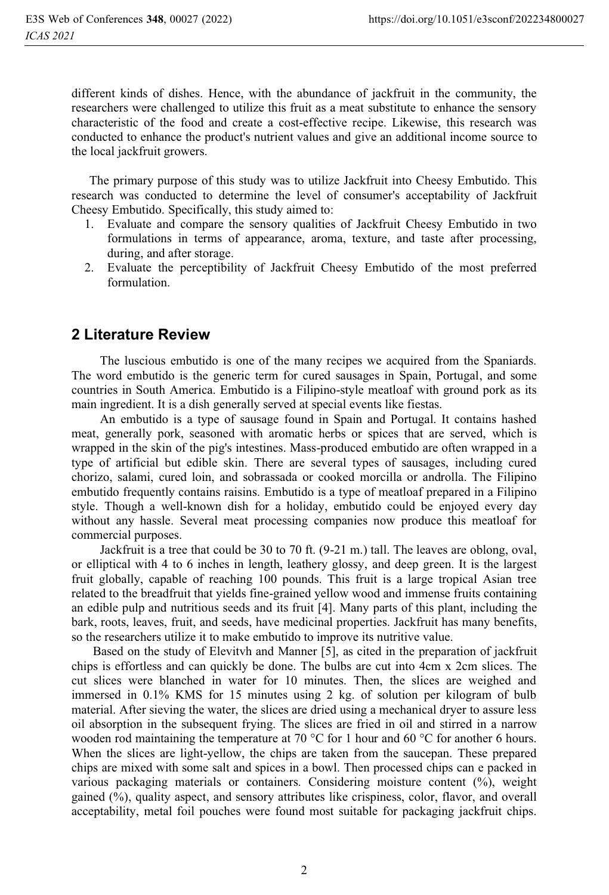different kinds of dishes. Hence, with the abundance of jackfruit in the community, the researchers were challenged to utilize this fruit as a meat substitute to enhance the sensory characteristic of the food and create a cost-effective recipe. Likewise, this research was conducted to enhance the product's nutrient values and give an additional income source to the local jackfruit growers.

The primary purpose of this study was to utilize Jackfruit into Cheesy Embutido. This research was conducted to determine the level of consumer's acceptability of Jackfruit Cheesy Embutido. Specifically, this study aimed to:

1. Evaluate and compare the sensory qualities of Jackfruit Cheesy Embutido in two formulations in terms of appearance, aroma, texture, and taste after processing, during, and after storage.
2. Evaluate the perceptibility of Jackfruit Cheesy Embutido of the most preferred formulation.

## 2 Literature Review

The luscious embutido is one of the many recipes we acquired from the Spaniards. The word embutido is the generic term for cured sausages in Spain, Portugal, and some countries in South America. Embutido is a Filipino-style meatloaf with ground pork as its main ingredient. It is a dish generally served at special events like fiestas.

An embutido is a type of sausage found in Spain and Portugal. It contains hashed meat, generally pork, seasoned with aromatic herbs or spices that are served, which is wrapped in the skin of the pig's intestines. Mass-produced embutido are often wrapped in a type of artificial but edible skin. There are several types of sausages, including cured chorizo, salami, cured loin, and sobrassada or cooked morcilla or androlla. The Filipino embutido frequently contains raisins. Embutido is a type of meatloaf prepared in a Filipino style. Though a well-known dish for a holiday, embutido could be enjoyed every day without any hassle. Several meat processing companies now produce this meatloaf for commercial purposes.

Jackfruit is a tree that could be 30 to 70 ft. (9-21 m.) tall. The leaves are oblong, oval, or elliptical with 4 to 6 inches in length, leathery glossy, and deep green. It is the largest fruit globally, capable of reaching 100 pounds. This fruit is a large tropical Asian tree related to the breadfruit that yields fine-grained yellow wood and immense fruits containing an edible pulp and nutritious seeds and its fruit [4]. Many parts of this plant, including the bark, roots, leaves, fruit, and seeds, have medicinal properties. Jackfruit has many benefits, so the researchers utilize it to make embutido to improve its nutritive value.

Based on the study of Elevitvh and Manner [5], as cited in the preparation of jackfruit chips is effortless and can quickly be done. The bulbs are cut into 4cm x 2cm slices. The cut slices were blanched in water for 10 minutes. Then, the slices are weighed and immersed in 0.1% KMS for 15 minutes using 2 kg. of solution per kilogram of bulb material. After sieving the water, the slices are dried using a mechanical dryer to assure less oil absorption in the subsequent frying. The slices are fried in oil and stirred in a narrow wooden rod maintaining the temperature at 70 °C for 1 hour and 60 °C for another 6 hours. When the slices are light-yellow, the chips are taken from the saucepan. These prepared chips are mixed with some salt and spices in a bowl. Then processed chips can e packed in various packaging materials or containers. Considering moisture content (%), weight gained (%), quality aspect, and sensory attributes like crispiness, color, flavor, and overall acceptability, metal foil pouches were found most suitable for packaging jackfruit chips.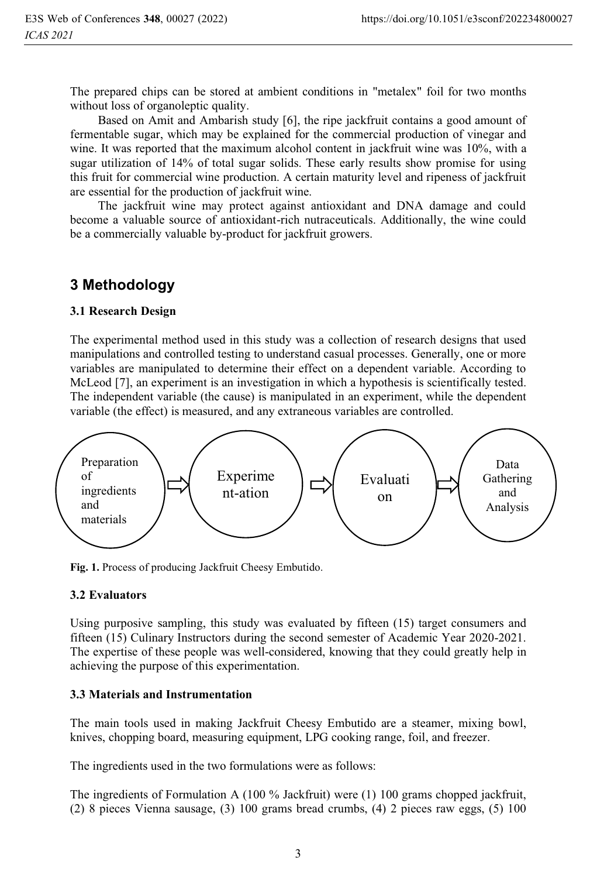The prepared chips can be stored at ambient conditions in "metalex" foil for two months without loss of organoleptic quality.

Based on Amit and Ambarish study [6], the ripe jackfruit contains a good amount of fermentable sugar, which may be explained for the commercial production of vinegar and wine. It was reported that the maximum alcohol content in jackfruit wine was 10%, with a sugar utilization of 14% of total sugar solids. These early results show promise for using this fruit for commercial wine production. A certain maturity level and ripeness of jackfruit are essential for the production of jackfruit wine.

The jackfruit wine may protect against antioxidant and DNA damage and could become a valuable source of antioxidant-rich nutraceuticals. Additionally, the wine could be a commercially valuable by-product for jackfruit growers.

## 3 Methodology

### 3.1 Research Design

The experimental method used in this study was a collection of research designs that used manipulations and controlled testing to understand casual processes. Generally, one or more variables are manipulated to determine their effect on a dependent variable. According to McLeod [7], an experiment is an investigation in which a hypothesis is scientifically tested. The independent variable (the cause) is manipulated in an experiment, while the dependent variable (the effect) is measured, and any extraneous variables are controlled.

Preparation of ingredients and materials ⇨ Experime nt-ation ⇨ Evaluati on ⇨ Data Gathering and Analysis

**Fig. 1.** Process of producing Jackfruit Cheesy Embutido.

### 3.2 Evaluators

Using purposive sampling, this study was evaluated by fifteen (15) target consumers and fifteen (15) Culinary Instructors during the second semester of Academic Year 2020-2021. The expertise of these people was well-considered, knowing that they could greatly help in achieving the purpose of this experimentation.

### 3.3 Materials and Instrumentation

The main tools used in making Jackfruit Cheesy Embutido are a steamer, mixing bowl, knives, chopping board, measuring equipment, LPG cooking range, foil, and freezer.

The ingredients used in the two formulations were as follows:

The ingredients of Formulation A (100 % Jackfruit) were (1) 100 grams chopped jackfruit, (2) 8 pieces Vienna sausage, (3) 100 grams bread crumbs, (4) 2 pieces raw eggs, (5) 100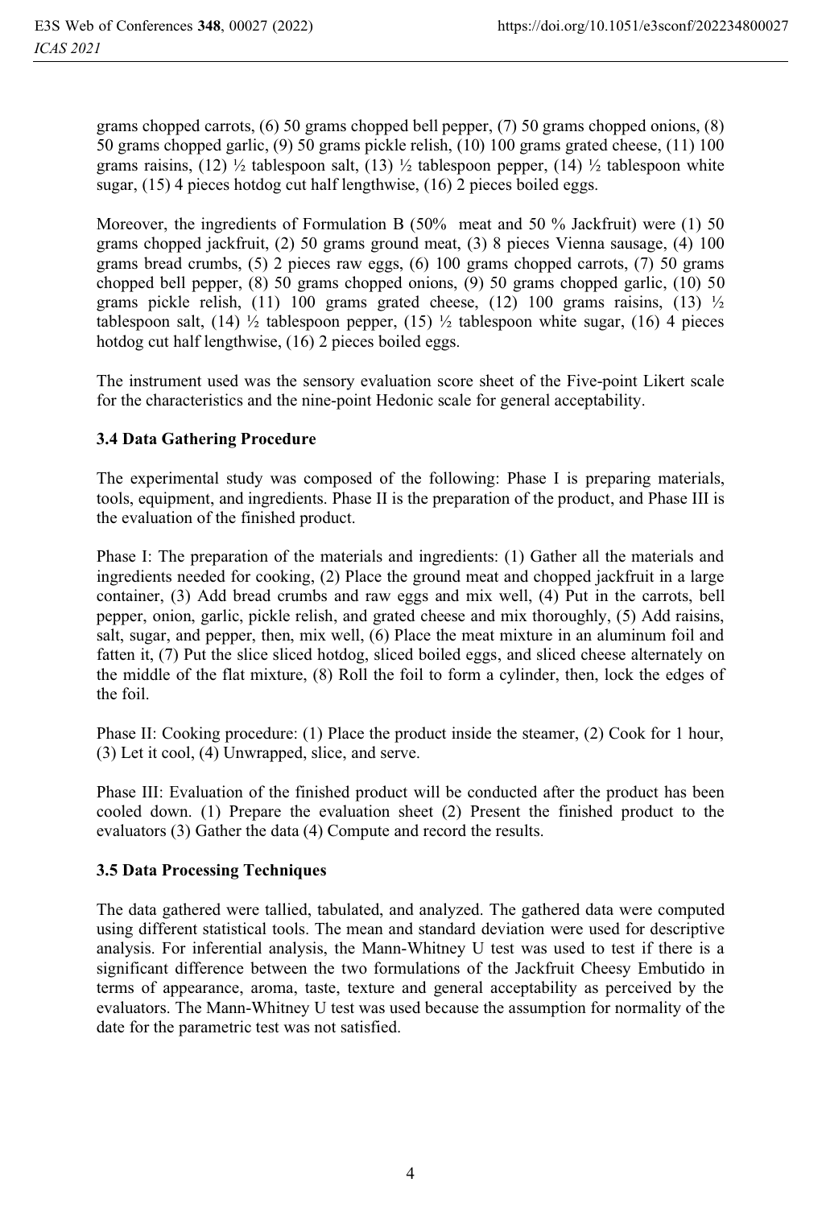grams chopped carrots, (6) 50 grams chopped bell pepper, (7) 50 grams chopped onions, (8) 50 grams chopped garlic, (9) 50 grams pickle relish, (10) 100 grams grated cheese, (11) 100 grams raisins, (12) ½ tablespoon salt, (13) ½ tablespoon pepper, (14) ½ tablespoon white sugar, (15) 4 pieces hotdog cut half lengthwise, (16) 2 pieces boiled eggs.

Moreover, the ingredients of Formulation B (50% meat and 50 % Jackfruit) were (1) 50 grams chopped jackfruit, (2) 50 grams ground meat, (3) 8 pieces Vienna sausage, (4) 100 grams bread crumbs, (5) 2 pieces raw eggs, (6) 100 grams chopped carrots, (7) 50 grams chopped bell pepper, (8) 50 grams chopped onions, (9) 50 grams chopped garlic, (10) 50 grams pickle relish, (11) 100 grams grated cheese, (12) 100 grams raisins, (13) ½ tablespoon salt, (14) ½ tablespoon pepper, (15) ½ tablespoon white sugar, (16) 4 pieces hotdog cut half lengthwise, (16) 2 pieces boiled eggs.

The instrument used was the sensory evaluation score sheet of the Five-point Likert scale for the characteristics and the nine-point Hedonic scale for general acceptability.

### 3.4 Data Gathering Procedure

The experimental study was composed of the following: Phase I is preparing materials, tools, equipment, and ingredients. Phase II is the preparation of the product, and Phase III is the evaluation of the finished product.

Phase I: The preparation of the materials and ingredients: (1) Gather all the materials and ingredients needed for cooking, (2) Place the ground meat and chopped jackfruit in a large container, (3) Add bread crumbs and raw eggs and mix well, (4) Put in the carrots, bell pepper, onion, garlic, pickle relish, and grated cheese and mix thoroughly, (5) Add raisins, salt, sugar, and pepper, then, mix well, (6) Place the meat mixture in an aluminum foil and fatten it, (7) Put the slice sliced hotdog, sliced boiled eggs, and sliced cheese alternately on the middle of the flat mixture, (8) Roll the foil to form a cylinder, then, lock the edges of the foil.

Phase II: Cooking procedure: (1) Place the product inside the steamer, (2) Cook for 1 hour, (3) Let it cool, (4) Unwrapped, slice, and serve.

Phase III: Evaluation of the finished product will be conducted after the product has been cooled down. (1) Prepare the evaluation sheet (2) Present the finished product to the evaluators (3) Gather the data (4) Compute and record the results.

### 3.5 Data Processing Techniques

The data gathered were tallied, tabulated, and analyzed. The gathered data were computed using different statistical tools. The mean and standard deviation were used for descriptive analysis. For inferential analysis, the Mann-Whitney U test was used to test if there is a significant difference between the two formulations of the Jackfruit Cheesy Embutido in terms of appearance, aroma, taste, texture and general acceptability as perceived by the evaluators. The Mann-Whitney U test was used because the assumption for normality of the date for the parametric test was not satisfied.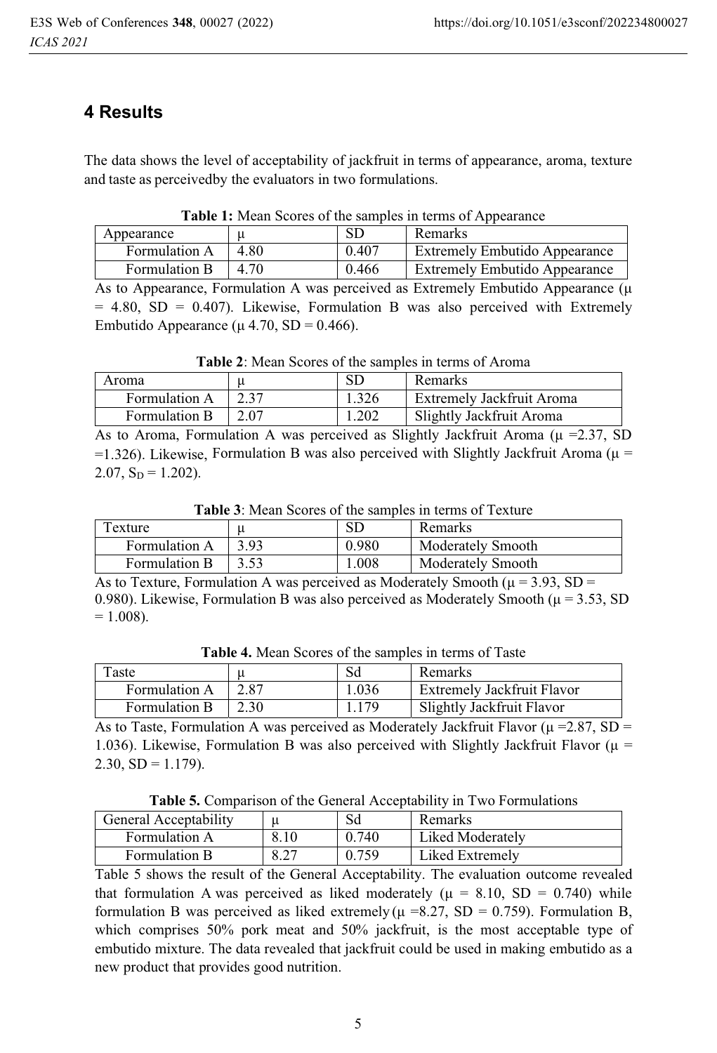## 4 Results

The data shows the level of acceptability of jackfruit in terms of appearance, aroma, texture and taste as perceivedby the evaluators in two formulations.

**Table 1:** Mean Scores of the samples in terms of Appearance

| Appearance | μ | SD | Remarks |
|---|---|---|---|
| Formulation A | 4.80 | 0.407 | Extremely Embutido Appearance |
| Formulation B | 4.70 | 0.466 | Extremely Embutido Appearance |

As to Appearance, Formulation A was perceived as Extremely Embutido Appearance (μ = 4.80, SD = 0.407). Likewise, Formulation B was also perceived with Extremely Embutido Appearance (μ 4.70, SD = 0.466).

**Table 2**: Mean Scores of the samples in terms of Aroma

| Aroma | μ | SD | Remarks |
|---|---|---|---|
| Formulation A | 2.37 | 1.326 | Extremely Jackfruit Aroma |
| Formulation B | 2.07 | 1.202 | Slightly Jackfruit Aroma |

As to Aroma, Formulation A was perceived as Slightly Jackfruit Aroma (μ =2.37, SD =1.326). Likewise, Formulation B was also perceived with Slightly Jackfruit Aroma (μ = 2.07, $S_D$ = 1.202).

**Table 3**: Mean Scores of the samples in terms of Texture

| Texture | μ | SD | Remarks |
|---|---|---|---|
| Formulation A | 3.93 | 0.980 | Moderately Smooth |
| Formulation B | 3.53 | 1.008 | Moderately Smooth |

As to Texture, Formulation A was perceived as Moderately Smooth (μ = 3.93, SD = 0.980). Likewise, Formulation B was also perceived as Moderately Smooth (μ = 3.53, SD = 1.008).

**Table 4.** Mean Scores of the samples in terms of Taste

| Taste | μ | Sd | Remarks |
|---|---|---|---|
| Formulation A | 2.87 | 1.036 | Extremely Jackfruit Flavor |
| Formulation B | 2.30 | 1.179 | Slightly Jackfruit Flavor |

As to Taste, Formulation A was perceived as Moderately Jackfruit Flavor (μ =2.87, SD = 1.036). Likewise, Formulation B was also perceived with Slightly Jackfruit Flavor (μ = 2.30, SD = 1.179).

**Table 5.** Comparison of the General Acceptability in Two Formulations

| General Acceptability | μ | Sd | Remarks |
|---|---|---|---|
| Formulation A | 8.10 | 0.740 | Liked Moderately |
| Formulation B | 8.27 | 0.759 | Liked Extremely |

Table 5 shows the result of the General Acceptability. The evaluation outcome revealed that formulation A was perceived as liked moderately (μ = 8.10, SD = 0.740) while formulation B was perceived as liked extremely (μ =8.27, SD = 0.759). Formulation B, which comprises 50% pork meat and 50% jackfruit, is the most acceptable type of embutido mixture. The data revealed that jackfruit could be used in making embutido as a new product that provides good nutrition.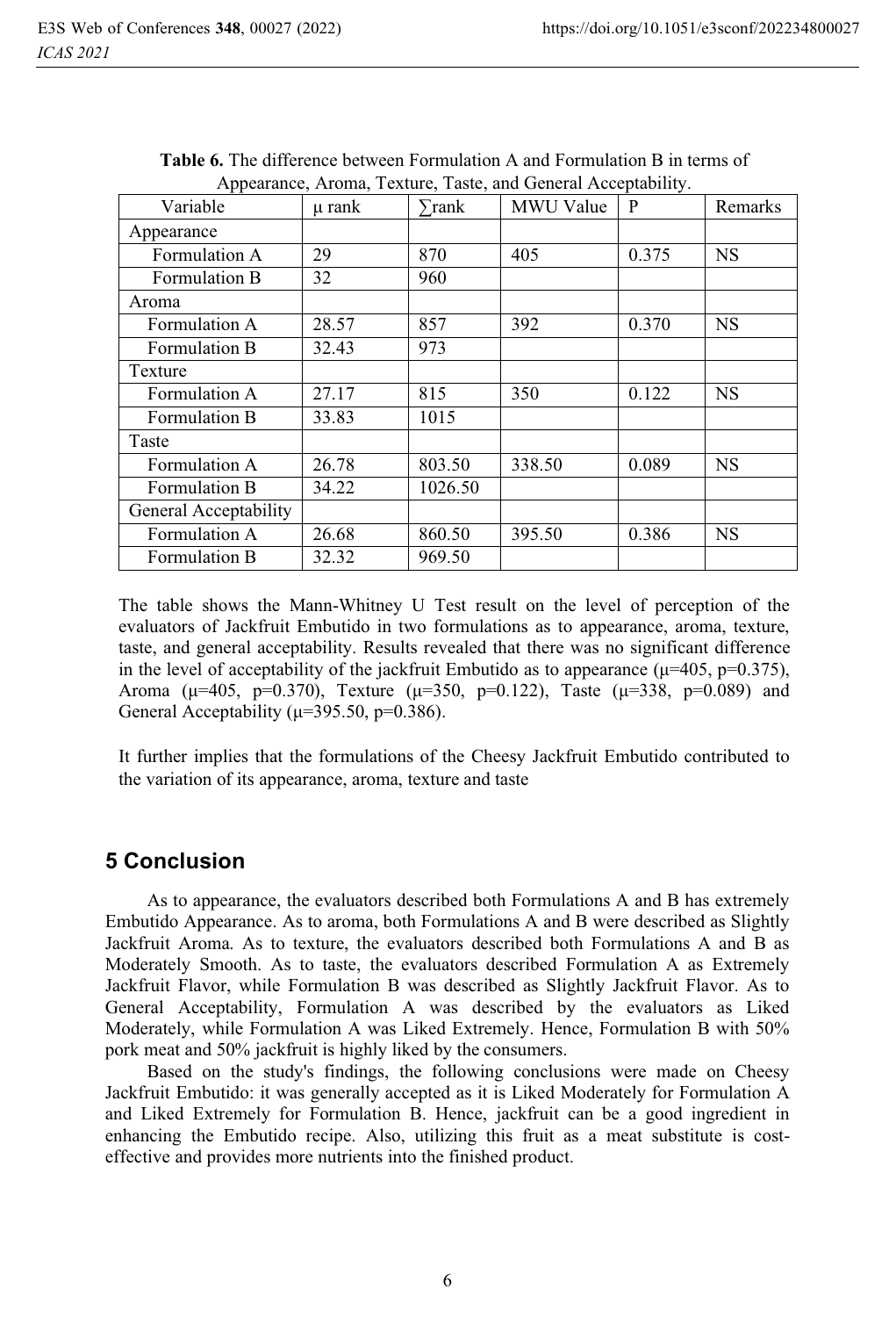**Table 6.** The difference between Formulation A and Formulation B in terms of Appearance, Aroma, Texture, Taste, and General Acceptability.

| Variable | μ rank | ∑rank | MWU Value | P | Remarks |
|---|---|---|---|---|---|
| Appearance | | | | | |
| Formulation A | 29 | 870 | 405 | 0.375 | NS |
| Formulation B | 32 | 960 | | | |
| Aroma | | | | | |
| Formulation A | 28.57 | 857 | 392 | 0.370 | NS |
| Formulation B | 32.43 | 973 | | | |
| Texture | | | | | |
| Formulation A | 27.17 | 815 | 350 | 0.122 | NS |
| Formulation B | 33.83 | 1015 | | | |
| Taste | | | | | |
| Formulation A | 26.78 | 803.50 | 338.50 | 0.089 | NS |
| Formulation B | 34.22 | 1026.50 | | | |
| General Acceptability | | | | | |
| Formulation A | 26.68 | 860.50 | 395.50 | 0.386 | NS |
| Formulation B | 32.32 | 969.50 | | | |

The table shows the Mann-Whitney U Test result on the level of perception of the evaluators of Jackfruit Embutido in two formulations as to appearance, aroma, texture, taste, and general acceptability. Results revealed that there was no significant difference in the level of acceptability of the jackfruit Embutido as to appearance ($\mu=405$, $p=0.375$), Aroma ($\mu=405$, $p=0.370$), Texture ($\mu=350$, $p=0.122$), Taste ($\mu=338$, $p=0.089$) and General Acceptability ($\mu=395.50$, $p=0.386$).

It further implies that the formulations of the Cheesy Jackfruit Embutido contributed to the variation of its appearance, aroma, texture and taste

## 5 Conclusion

As to appearance, the evaluators described both Formulations A and B has extremely Embutido Appearance. As to aroma, both Formulations A and B were described as Slightly Jackfruit Aroma. As to texture, the evaluators described both Formulations A and B as Moderately Smooth. As to taste, the evaluators described Formulation A as Extremely Jackfruit Flavor, while Formulation B was described as Slightly Jackfruit Flavor. As to General Acceptability, Formulation A was described by the evaluators as Liked Moderately, while Formulation A was Liked Extremely. Hence, Formulation B with 50% pork meat and 50% jackfruit is highly liked by the consumers.

Based on the study's findings, the following conclusions were made on Cheesy Jackfruit Embutido: it was generally accepted as it is Liked Moderately for Formulation A and Liked Extremely for Formulation B. Hence, jackfruit can be a good ingredient in enhancing the Embutido recipe. Also, utilizing this fruit as a meat substitute is cost-effective and provides more nutrients into the finished product.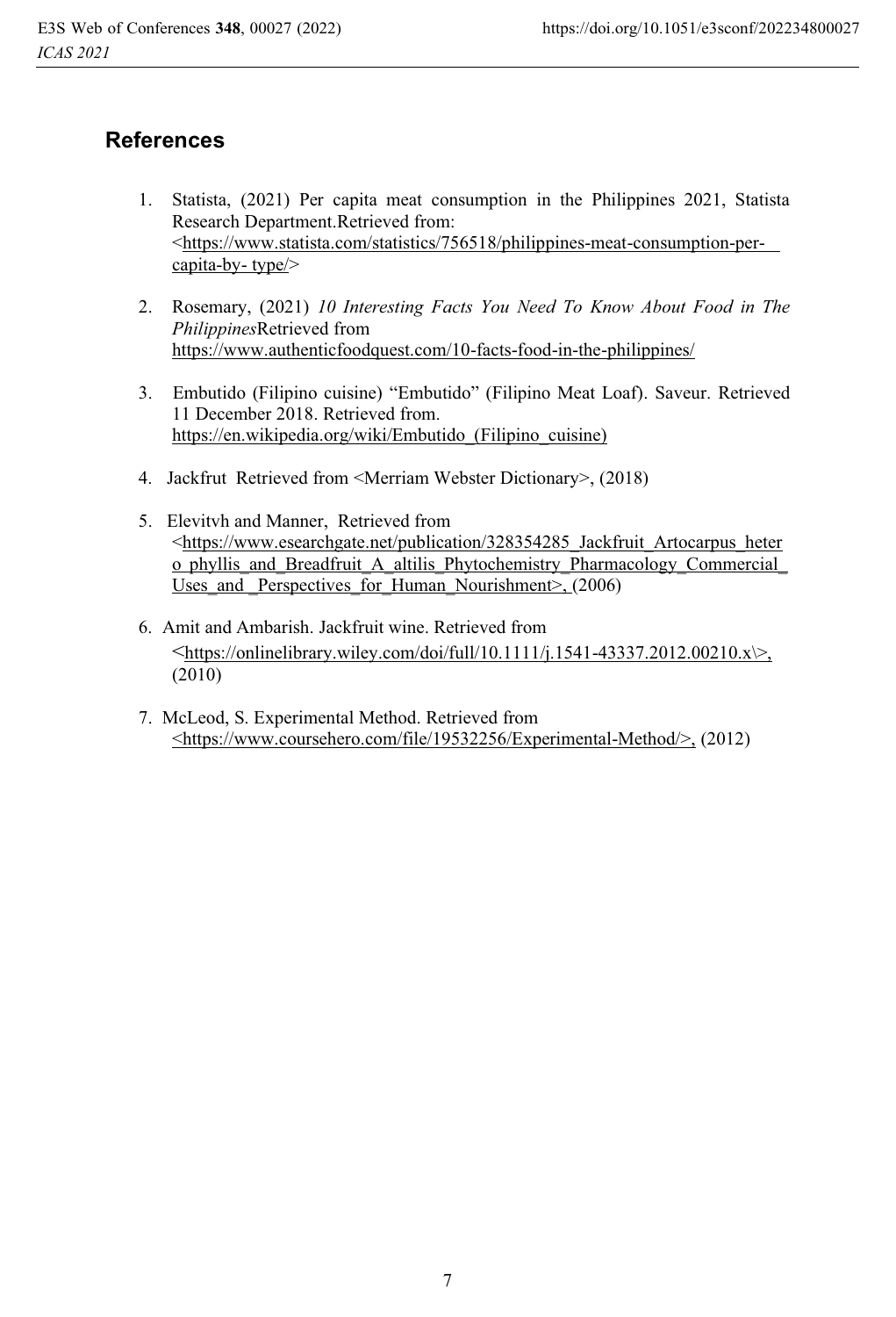## References

1. Statista, (2021) Per capita meat consumption in the Philippines 2021, Statista Research Department.Retrieved from: <https://www.statista.com/statistics/756518/philippines-meat-consumption-per-capita-by- type/>

2. Rosemary, (2021) *10 Interesting Facts You Need To Know About Food in The Philippines*Retrieved from https://www.authenticfoodquest.com/10-facts-food-in-the-philippines/

3. Embutido (Filipino cuisine) "Embutido" (Filipino Meat Loaf). Saveur. Retrieved 11 December 2018. Retrieved from. https://en.wikipedia.org/wiki/Embutido_(Filipino_cuisine)

4. Jackfrut Retrieved from <Merriam Webster Dictionary>, (2018)

5. Elevitvh and Manner, Retrieved from <https://www.esearchgate.net/publication/328354285_Jackfruit_Artocarpus_hetero_phyllis_and_Breadfruit_A_altilis_Phytochemistry_Pharmacology_Commercial_Uses_and_Perspectives_for_Human_Nourishment>, (2006)

6. Amit and Ambarish. Jackfruit wine. Retrieved from <https://onlinelibrary.wiley.com/doi/full/10.1111/j.1541-43337.2012.00210.x\>, (2010)

7. McLeod, S. Experimental Method. Retrieved from <https://www.coursehero.com/file/19532256/Experimental-Method/>, (2012)